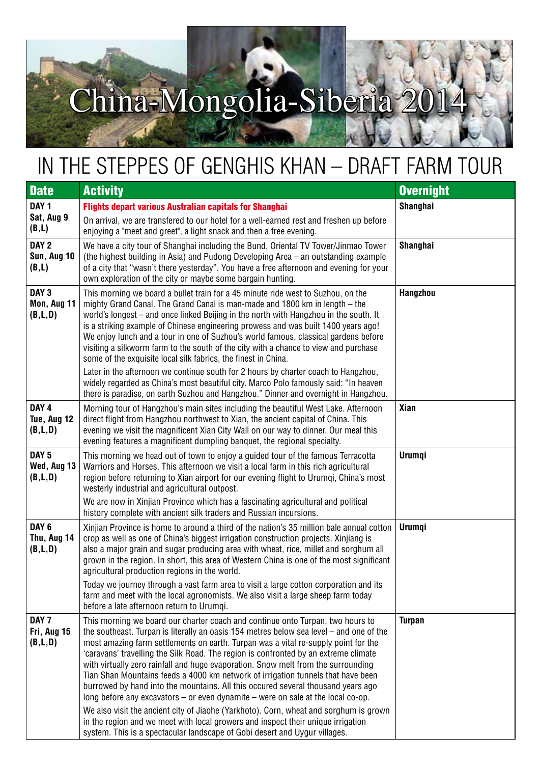# China-Mongolia-Siberia 2014

## IN THE STEPPES OF GENGHIS KHAN – DRAFT FARM TOUR

| Date | Activity | Overnight |
|---|---|---|
| **DAY 1**<br>**Sat, Aug 9**<br>**(B,L)** | **Flights depart various Australian capitals for Shanghai**<br>On arrival, we are transfered to our hotel for a well-earned rest and freshen up before enjoying a "meet and greet", a light snack and then a free evening. | **Shanghai** |
| **DAY 2**<br>**Sun, Aug 10**<br>**(B,L)** | We have a city tour of Shanghai including the Bund, Oriental TV Tower/Jinmao Tower (the highest building in Asia) and Pudong Developing Area – an outstanding example of a city that "wasn't there yesterday". You have a free afternoon and evening for your own exploration of the city or maybe some bargain hunting. | **Shanghai** |
| **DAY 3**<br>**Mon, Aug 11**<br>**(B,L,D)** | This morning we board a bullet train for a 45 minute ride west to Suzhou, on the mighty Grand Canal. The Grand Canal is man-made and 1800 km in length – the world's longest – and once linked Beijing in the north with Hangzhou in the south. It is a striking example of Chinese engineering prowess and was built 1400 years ago! We enjoy lunch and a tour in one of Suzhou's world famous, classical gardens before visiting a silkworm farm to the south of the city with a chance to view and purchase some of the exquisite local silk fabrics, the finest in China.<br>Later in the afternoon we continue south for 2 hours by charter coach to Hangzhou, widely regarded as China's most beautiful city. Marco Polo famously said: "In heaven there is paradise, on earth Suzhou and Hangzhou." Dinner and overnight in Hangzhou. | **Hangzhou** |
| **DAY 4**<br>**Tue, Aug 12**<br>**(B,L,D)** | Morning tour of Hangzhou's main sites including the beautiful West Lake. Afternoon direct flight from Hangzhou northwest to Xian, the ancient capital of China. This evening we visit the magnificent Xian City Wall on our way to dinner. Our meal this evening features a magnificent dumpling banquet, the regional specialty. | **Xian** |
| **DAY 5**<br>**Wed, Aug 13**<br>**(B,L,D)** | This morning we head out of town to enjoy a guided tour of the famous Terracotta Warriors and Horses. This afternoon we visit a local farm in this rich agricultural region before returning to Xian airport for our evening flight to Urumqi, China's most westerly industrial and agricultural outpost.<br>We are now in Xinjian Province which has a fascinating agricultural and political history complete with ancient silk traders and Russian incursions. | **Urumqi** |
| **DAY 6**<br>**Thu, Aug 14**<br>**(B,L,D)** | Xinjian Province is home to around a third of the nation's 35 million bale annual cotton crop as well as one of China's biggest irrigation construction projects. Xinjiang is also a major grain and sugar producing area with wheat, rice, millet and sorghum all grown in the region. In short, this area of Western China is one of the most significant agricultural production regions in the world.<br>Today we journey through a vast farm area to visit a large cotton corporation and its farm and meet with the local agronomists. We also visit a large sheep farm today before a late afternoon return to Urumqi. | **Urumqi** |
| **DAY 7**<br>**Fri, Aug 15**<br>**(B,L,D)** | This morning we board our charter coach and continue onto Turpan, two hours to the southeast. Turpan is literally an oasis 154 metres below sea level – and one of the most amazing farm settlements on earth. Turpan was a vital re-supply point for the 'caravans' travelling the Silk Road. The region is confronted by an extreme climate with virtually zero rainfall and huge evaporation. Snow melt from the surrounding Tian Shan Mountains feeds a 4000 km network of irrigation tunnels that have been burrowed by hand into the mountains. All this occured several thousand years ago long before any excavators – or even dynamite – were on sale at the local co-op.<br>We also visit the ancient city of Jiaohe (Yarkhoto). Corn, wheat and sorghum is grown in the region and we meet with local growers and inspect their unique irrigation system. This is a spectacular landscape of Gobi desert and Uygur villages. | **Turpan** |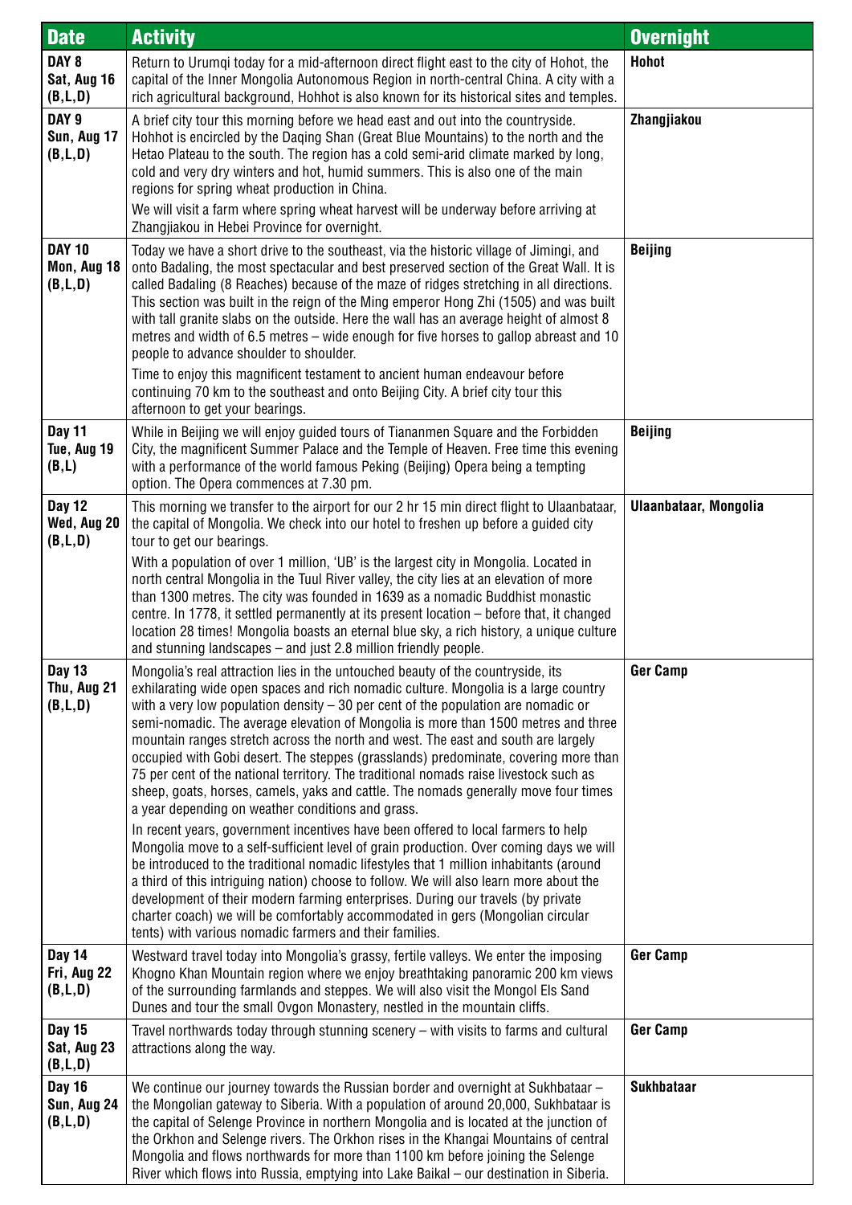| Date | Activity | Overnight |
|---|---|---|
| **DAY 8 Sat, Aug 16 (B,L,D)** | Return to Urumqi today for a mid-afternoon direct flight east to the city of Hohot, the capital of the Inner Mongolia Autonomous Region in north-central China. A city with a rich agricultural background, Hohhot is also known for its historical sites and temples. | **Hohot** |
| **DAY 9 Sun, Aug 17 (B,L,D)** | A brief city tour this morning before we head east and out into the countryside. Hohhot is encircled by the Daqing Shan (Great Blue Mountains) to the north and the Hetao Plateau to the south. The region has a cold semi-arid climate marked by long, cold and very dry winters and hot, humid summers. This is also one of the main regions for spring wheat production in China.<br><br>We will visit a farm where spring wheat harvest will be underway before arriving at Zhangjiakou in Hebei Province for overnight. | **Zhangjiakou** |
| **DAY 10 Mon, Aug 18 (B,L,D)** | Today we have a short drive to the southeast, via the historic village of Jimingi, and onto Badaling, the most spectacular and best preserved section of the Great Wall. It is called Badaling (8 Reaches) because of the maze of ridges stretching in all directions. This section was built in the reign of the Ming emperor Hong Zhi (1505) and was built with tall granite slabs on the outside. Here the wall has an average height of almost 8 metres and width of 6.5 metres – wide enough for five horses to gallop abreast and 10 people to advance shoulder to shoulder.<br><br>Time to enjoy this magnificent testament to ancient human endeavour before continuing 70 km to the southeast and onto Beijing City. A brief city tour this afternoon to get your bearings. | **Beijing** |
| **Day 11 Tue, Aug 19 (B,L)** | While in Beijing we will enjoy guided tours of Tiananmen Square and the Forbidden City, the magnificent Summer Palace and the Temple of Heaven. Free time this evening with a performance of the world famous Peking (Beijing) Opera being a tempting option. The Opera commences at 7.30 pm. | **Beijing** |
| **Day 12 Wed, Aug 20 (B,L,D)** | This morning we transfer to the airport for our 2 hr 15 min direct flight to Ulaanbataar, the capital of Mongolia. We check into our hotel to freshen up before a guided city tour to get our bearings.<br><br>With a population of over 1 million, 'UB' is the largest city in Mongolia. Located in north central Mongolia in the Tuul River valley, the city lies at an elevation of more than 1300 metres. The city was founded in 1639 as a nomadic Buddhist monastic centre. In 1778, it settled permanently at its present location – before that, it changed location 28 times! Mongolia boasts an eternal blue sky, a rich history, a unique culture and stunning landscapes – and just 2.8 million friendly people. | **Ulaanbataar, Mongolia** |
| **Day 13 Thu, Aug 21 (B,L,D)** | Mongolia's real attraction lies in the untouched beauty of the countryside, its exhilarating wide open spaces and rich nomadic culture. Mongolia is a large country with a very low population density – 30 per cent of the population are nomadic or semi-nomadic. The average elevation of Mongolia is more than 1500 metres and three mountain ranges stretch across the north and west. The east and south are largely occupied with Gobi desert. The steppes (grasslands) predominate, covering more than 75 per cent of the national territory. The traditional nomads raise livestock such as sheep, goats, horses, camels, yaks and cattle. The nomads generally move four times a year depending on weather conditions and grass.<br><br>In recent years, government incentives have been offered to local farmers to help Mongolia move to a self-sufficient level of grain production. Over coming days we will be introduced to the traditional nomadic lifestyles that 1 million inhabitants (around a third of this intriguing nation) choose to follow. We will also learn more about the development of their modern farming enterprises. During our travels (by private charter coach) we will be comfortably accommodated in gers (Mongolian circular tents) with various nomadic farmers and their families. | **Ger Camp** |
| **Day 14 Fri, Aug 22 (B,L,D)** | Westward travel today into Mongolia's grassy, fertile valleys. We enter the imposing Khogno Khan Mountain region where we enjoy breathtaking panoramic 200 km views of the surrounding farmlands and steppes. We will also visit the Mongol Els Sand Dunes and tour the small Ovgon Monastery, nestled in the mountain cliffs. | **Ger Camp** |
| **Day 15 Sat, Aug 23 (B,L,D)** | Travel northwards today through stunning scenery – with visits to farms and cultural attractions along the way. | **Ger Camp** |
| **Day 16 Sun, Aug 24 (B,L,D)** | We continue our journey towards the Russian border and overnight at Sukhbataar – the Mongolian gateway to Siberia. With a population of around 20,000, Sukhbataar is the capital of Selenge Province in northern Mongolia and is located at the junction of the Orkhon and Selenge rivers. The Orkhon rises in the Khangai Mountains of central Mongolia and flows northwards for more than 1100 km before joining the Selenge River which flows into Russia, emptying into Lake Baikal – our destination in Siberia. | **Sukhbataar** |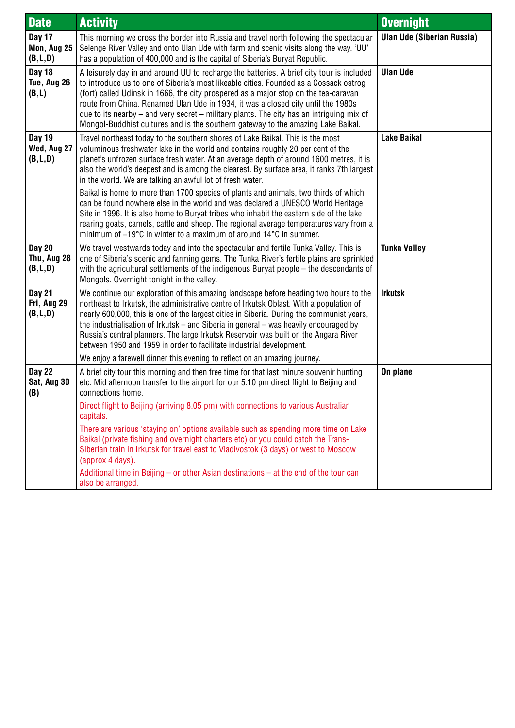| Date | Activity | Overnight |
|---|---|---|
| **Day 17 Mon, Aug 25 (B,L,D)** | This morning we cross the border into Russia and travel north following the spectacular Selenge River Valley and onto Ulan Ude with farm and scenic visits along the way. 'UU' has a population of 400,000 and is the capital of Siberia's Buryat Republic. | **Ulan Ude (Siberian Russia)** |
| **Day 18 Tue, Aug 26 (B,L)** | A leisurely day in and around UU to recharge the batteries. A brief city tour is included to introduce us to one of Siberia's most likeable cities. Founded as a Cossack ostrog (fort) called Udinsk in 1666, the city prospered as a major stop on the tea-caravan route from China. Renamed Ulan Ude in 1934, it was a closed city until the 1980s due to its nearby – and very secret – military plants. The city has an intriguing mix of Mongol-Buddhist cultures and is the southern gateway to the amazing Lake Baikal. | **Ulan Ude** |
| **Day 19 Wed, Aug 27 (B,L,D)** | Travel northeast today to the southern shores of Lake Baikal. This is the most voluminous freshwater lake in the world and contains roughly 20 per cent of the planet's unfrozen surface fresh water. At an average depth of around 1600 metres, it is also the world's deepest and is among the clearest. By surface area, it ranks 7th largest in the world. We are talking an awful lot of fresh water.<br><br>Baikal is home to more than 1700 species of plants and animals, two thirds of which can be found nowhere else in the world and was declared a UNESCO World Heritage Site in 1996. It is also home to Buryat tribes who inhabit the eastern side of the lake rearing goats, camels, cattle and sheep. The regional average temperatures vary from a minimum of –19°C in winter to a maximum of around 14°C in summer. | **Lake Baikal** |
| **Day 20 Thu, Aug 28 (B,L,D)** | We travel westwards today and into the spectacular and fertile Tunka Valley. This is one of Siberia's scenic and farming gems. The Tunka River's fertile plains are sprinkled with the agricultural settlements of the indigenous Buryat people – the descendants of Mongols. Overnight tonight in the valley. | **Tunka Valley** |
| **Day 21 Fri, Aug 29 (B,L,D)** | We continue our exploration of this amazing landscape before heading two hours to the northeast to Irkutsk, the administrative centre of Irkutsk Oblast. With a population of nearly 600,000, this is one of the largest cities in Siberia. During the communist years, the industrialisation of Irkutsk – and Siberia in general – was heavily encouraged by Russia's central planners. The large Irkutsk Reservoir was built on the Angara River between 1950 and 1959 in order to facilitate industrial development.<br><br>We enjoy a farewell dinner this evening to reflect on an amazing journey. | **Irkutsk** |
| **Day 22 Sat, Aug 30 (B)** | A brief city tour this morning and then free time for that last minute souvenir hunting etc. Mid afternoon transfer to the airport for our 5.10 pm direct flight to Beijing and connections home.<br><br>Direct flight to Beijing (arriving 8.05 pm) with connections to various Australian capitals.<br><br>There are various 'staying on' options available such as spending more time on Lake Baikal (private fishing and overnight charters etc) or you could catch the Trans-Siberian train in Irkutsk for travel east to Vladivostok (3 days) or west to Moscow (approx 4 days).<br><br>Additional time in Beijing – or other Asian destinations – at the end of the tour can also be arranged. | **On plane** |